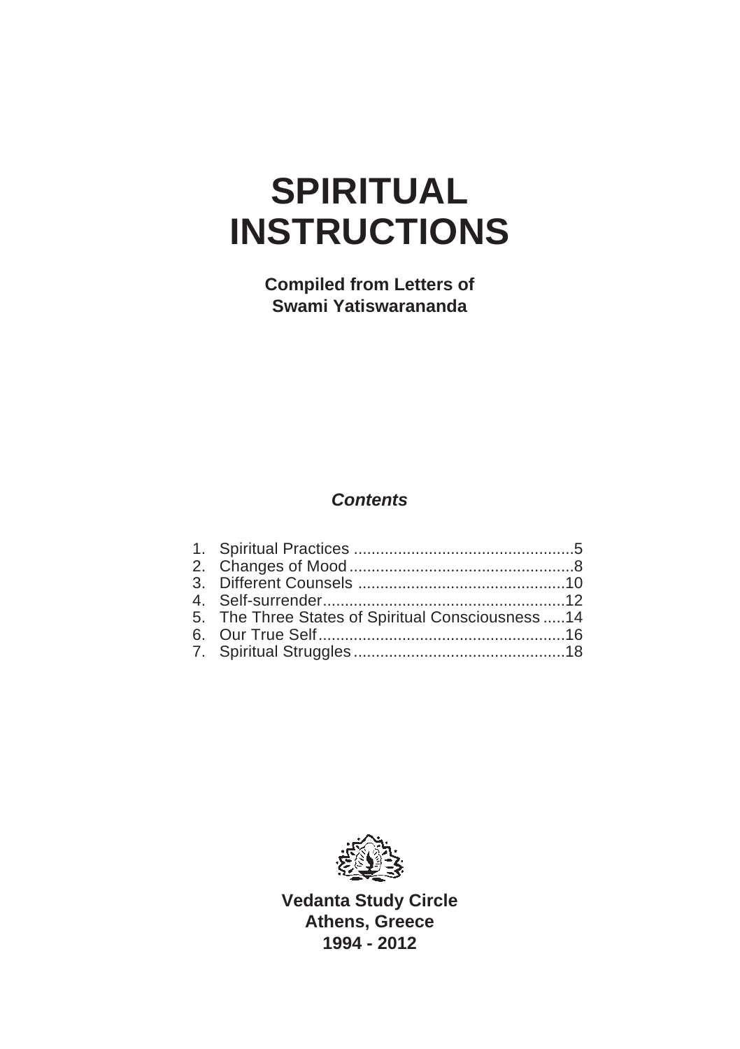# SPIRITUAL INSTRUCTIONS

**Compiled from Letters of Swami Yatiswarananda**

***Contents***

1. Spiritual Practices .................................................5
2. Changes of Mood .................................................8
3. Different Counsels ..............................................10
4. Self-surrender......................................................12
5. The Three States of Spiritual Consciousness .....14
6. Our True Self........................................................16
7. Spiritual Struggles ...............................................18

**Vedanta Study Circle**
**Athens, Greece**
**1994 - 2012**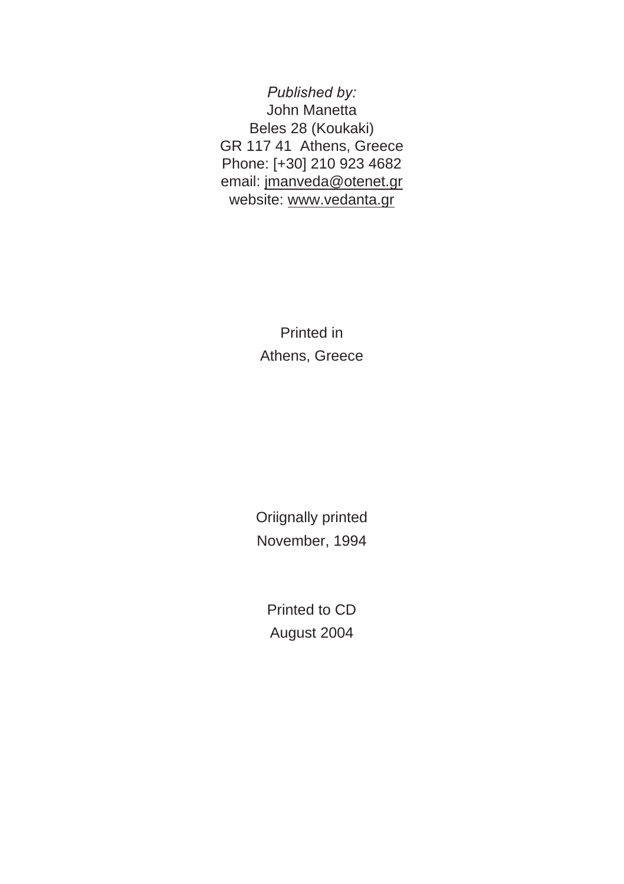*Published by:*
John Manetta
Beles 28 (Koukaki)
GR 117 41  Athens, Greece
Phone: [+30] 210 923 4682
email: jmanveda@otenet.gr
website: www.vedanta.gr

Printed in
Athens, Greece

Oriignally printed
November, 1994

Printed to CD
August 2004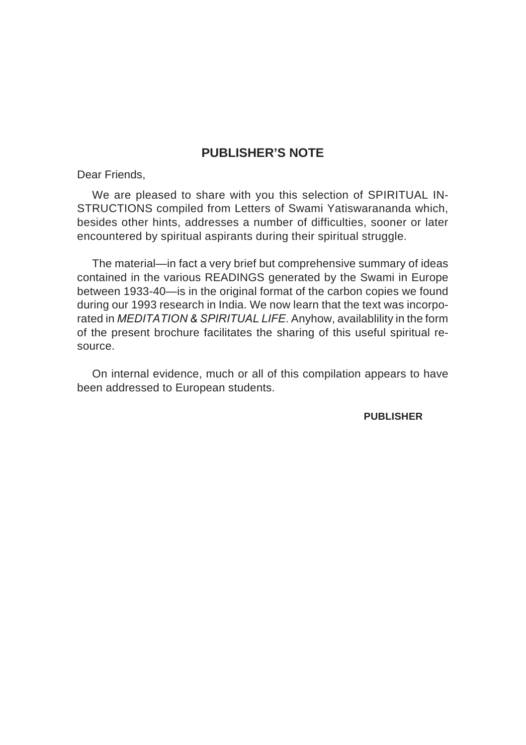## PUBLISHER'S NOTE

Dear Friends,

We are pleased to share with you this selection of SPIRITUAL INSTRUCTIONS compiled from Letters of Swami Yatiswarananda which, besides other hints, addresses a number of difficulties, sooner or later encountered by spiritual aspirants during their spiritual struggle.

The material—in fact a very brief but comprehensive summary of ideas contained in the various READINGS generated by the Swami in Europe between 1933-40—is in the original format of the carbon copies we found during our 1993 research in India. We now learn that the text was incorporated in *MEDITATION & SPIRITUAL LIFE*. Anyhow, availablility in the form of the present brochure facilitates the sharing of this useful spiritual resource.

On internal evidence, much or all of this compilation appears to have been addressed to European students.

**PUBLISHER**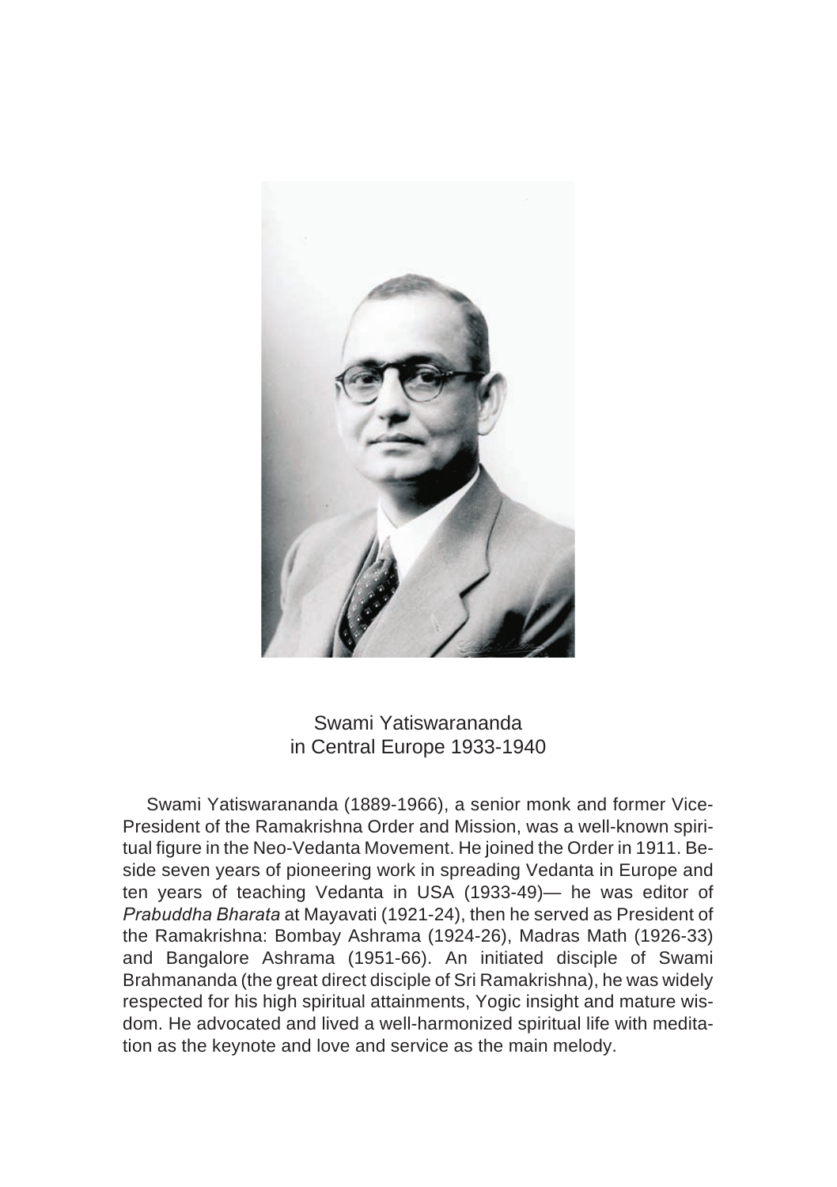Swami Yatiswarananda
in Central Europe 1933-1940

Swami Yatiswarananda (1889-1966), a senior monk and former Vice-President of the Ramakrishna Order and Mission, was a well-known spiritual figure in the Neo-Vedanta Movement. He joined the Order in 1911. Beside seven years of pioneering work in spreading Vedanta in Europe and ten years of teaching Vedanta in USA (1933-49)— he was editor of *Prabuddha Bharata* at Mayavati (1921-24), then he served as President of the Ramakrishna: Bombay Ashrama (1924-26), Madras Math (1926-33) and Bangalore Ashrama (1951-66). An initiated disciple of Swami Brahmananda (the great direct disciple of Sri Ramakrishna), he was widely respected for his high spiritual attainments, Yogic insight and mature wisdom. He advocated and lived a well-harmonized spiritual life with meditation as the keynote and love and service as the main melody.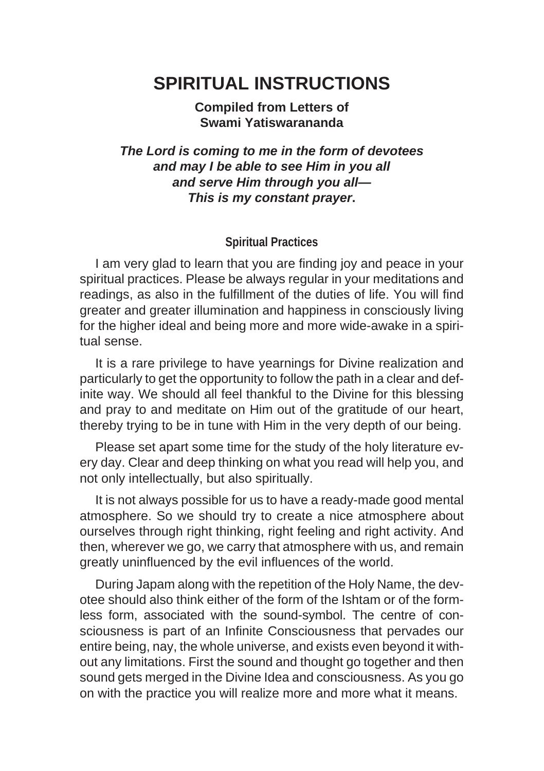# SPIRITUAL INSTRUCTIONS

**Compiled from Letters of**
**Swami Yatiswarananda**

***The Lord is coming to me in the form of devotees***
***and may I be able to see Him in you all***
***and serve Him through you all—***
***This is my constant prayer*.**

### Spiritual Practices

I am very glad to learn that you are finding joy and peace in your spiritual practices. Please be always regular in your meditations and readings, as also in the fulfillment of the duties of life. You will find greater and greater illumination and happiness in consciously living for the higher ideal and being more and more wide-awake in a spiritual sense.

It is a rare privilege to have yearnings for Divine realization and particularly to get the opportunity to follow the path in a clear and definite way. We should all feel thankful to the Divine for this blessing and pray to and meditate on Him out of the gratitude of our heart, thereby trying to be in tune with Him in the very depth of our being.

Please set apart some time for the study of the holy literature every day. Clear and deep thinking on what you read will help you, and not only intellectually, but also spiritually.

It is not always possible for us to have a ready-made good mental atmosphere. So we should try to create a nice atmosphere about ourselves through right thinking, right feeling and right activity. And then, wherever we go, we carry that atmosphere with us, and remain greatly uninfluenced by the evil influences of the world.

During Japam along with the repetition of the Holy Name, the devotee should also think either of the form of the Ishtam or of the formless form, associated with the sound-symbol. The centre of consciousness is part of an Infinite Consciousness that pervades our entire being, nay, the whole universe, and exists even beyond it without any limitations. First the sound and thought go together and then sound gets merged in the Divine Idea and consciousness. As you go on with the practice you will realize more and more what it means.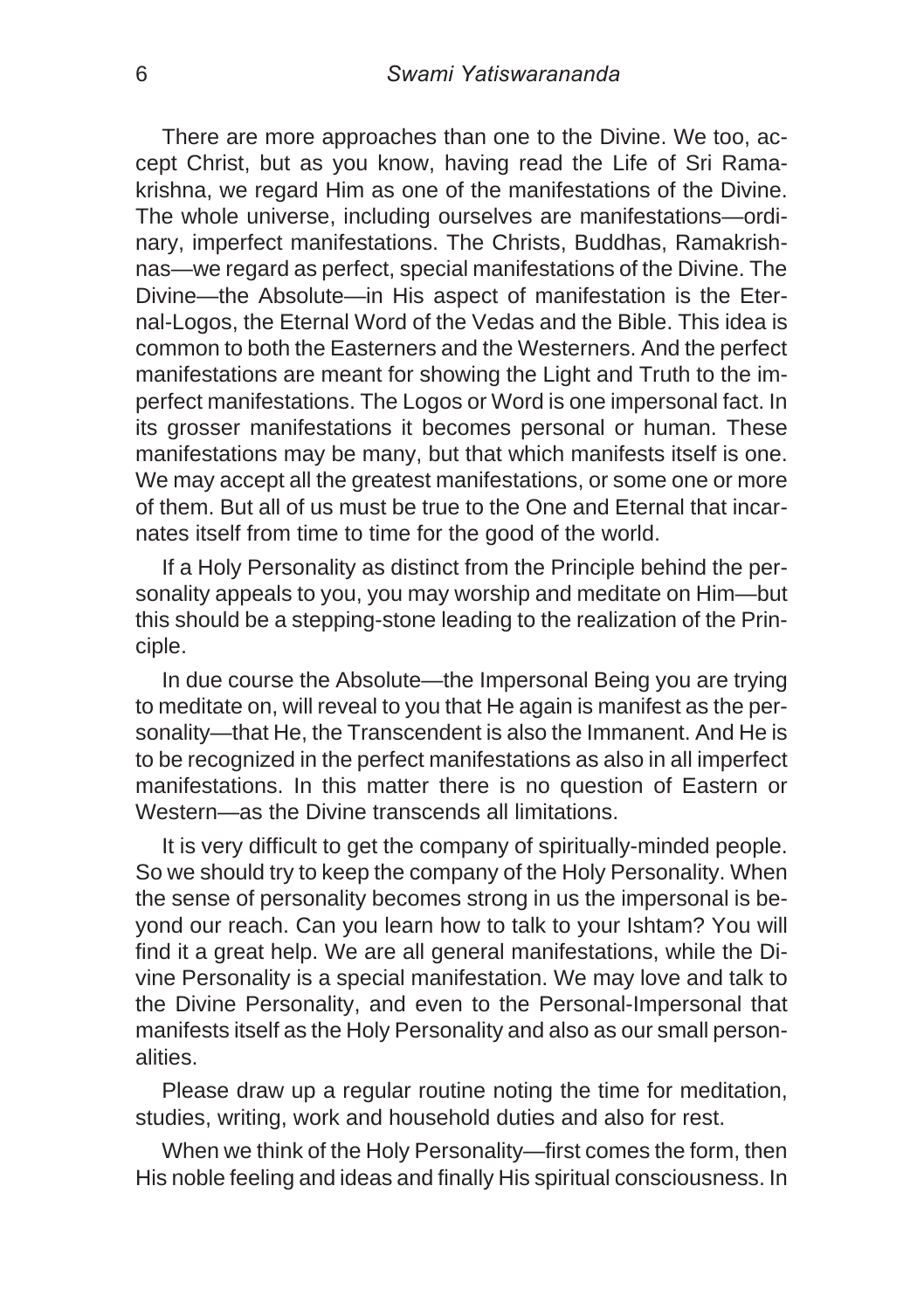There are more approaches than one to the Divine. We too, accept Christ, but as you know, having read the Life of Sri Ramakrishna, we regard Him as one of the manifestations of the Divine. The whole universe, including ourselves are manifestations—ordinary, imperfect manifestations. The Christs, Buddhas, Ramakrishnas—we regard as perfect, special manifestations of the Divine. The Divine—the Absolute—in His aspect of manifestation is the Eternal-Logos, the Eternal Word of the Vedas and the Bible. This idea is common to both the Easterners and the Westerners. And the perfect manifestations are meant for showing the Light and Truth to the imperfect manifestations. The Logos or Word is one impersonal fact. In its grosser manifestations it becomes personal or human. These manifestations may be many, but that which manifests itself is one. We may accept all the greatest manifestations, or some one or more of them. But all of us must be true to the One and Eternal that incarnates itself from time to time for the good of the world.

If a Holy Personality as distinct from the Principle behind the personality appeals to you, you may worship and meditate on Him—but this should be a stepping-stone leading to the realization of the Principle.

In due course the Absolute—the Impersonal Being you are trying to meditate on, will reveal to you that He again is manifest as the personality—that He, the Transcendent is also the Immanent. And He is to be recognized in the perfect manifestations as also in all imperfect manifestations. In this matter there is no question of Eastern or Western—as the Divine transcends all limitations.

It is very difficult to get the company of spiritually-minded people. So we should try to keep the company of the Holy Personality. When the sense of personality becomes strong in us the impersonal is beyond our reach. Can you learn how to talk to your Ishtam? You will find it a great help. We are all general manifestations, while the Divine Personality is a special manifestation. We may love and talk to the Divine Personality, and even to the Personal-Impersonal that manifests itself as the Holy Personality and also as our small personalities.

Please draw up a regular routine noting the time for meditation, studies, writing, work and household duties and also for rest.

When we think of the Holy Personality—first comes the form, then His noble feeling and ideas and finally His spiritual consciousness. In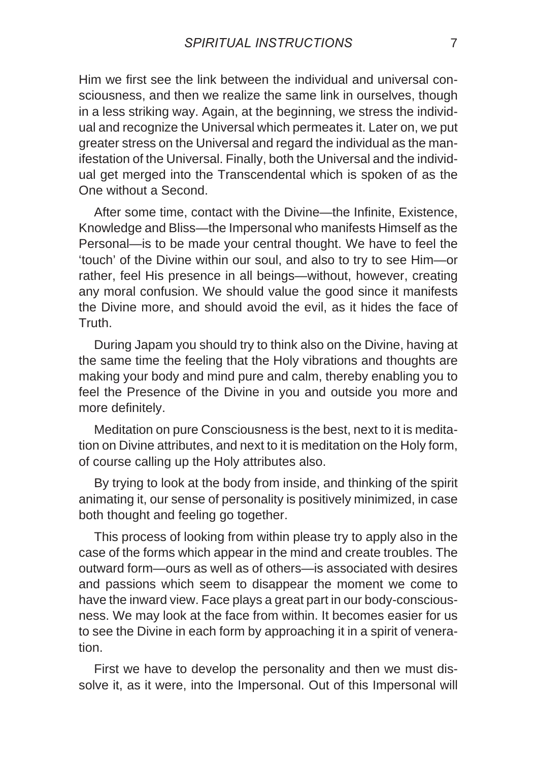Him we first see the link between the individual and universal consciousness, and then we realize the same link in ourselves, though in a less striking way. Again, at the beginning, we stress the individual and recognize the Universal which permeates it. Later on, we put greater stress on the Universal and regard the individual as the manifestation of the Universal. Finally, both the Universal and the individual get merged into the Transcendental which is spoken of as the One without a Second.

After some time, contact with the Divine—the Infinite, Existence, Knowledge and Bliss—the Impersonal who manifests Himself as the Personal—is to be made your central thought. We have to feel the 'touch' of the Divine within our soul, and also to try to see Him—or rather, feel His presence in all beings—without, however, creating any moral confusion. We should value the good since it manifests the Divine more, and should avoid the evil, as it hides the face of Truth.

During Japam you should try to think also on the Divine, having at the same time the feeling that the Holy vibrations and thoughts are making your body and mind pure and calm, thereby enabling you to feel the Presence of the Divine in you and outside you more and more definitely.

Meditation on pure Consciousness is the best, next to it is meditation on Divine attributes, and next to it is meditation on the Holy form, of course calling up the Holy attributes also.

By trying to look at the body from inside, and thinking of the spirit animating it, our sense of personality is positively minimized, in case both thought and feeling go together.

This process of looking from within please try to apply also in the case of the forms which appear in the mind and create troubles. The outward form—ours as well as of others—is associated with desires and passions which seem to disappear the moment we come to have the inward view. Face plays a great part in our body-consciousness. We may look at the face from within. It becomes easier for us to see the Divine in each form by approaching it in a spirit of veneration.

First we have to develop the personality and then we must dissolve it, as it were, into the Impersonal. Out of this Impersonal will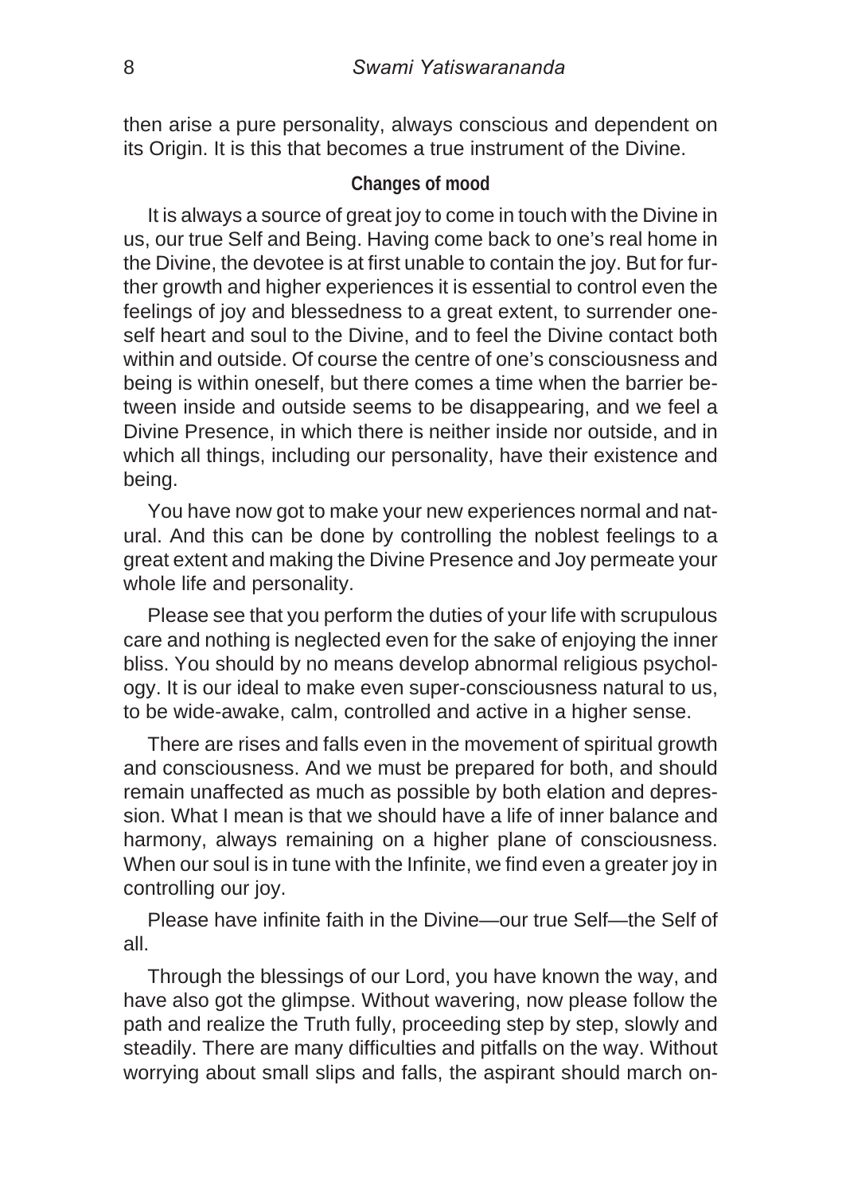then arise a pure personality, always conscious and dependent on its Origin. It is this that becomes a true instrument of the Divine.

### Changes of mood

It is always a source of great joy to come in touch with the Divine in us, our true Self and Being. Having come back to one's real home in the Divine, the devotee is at first unable to contain the joy. But for further growth and higher experiences it is essential to control even the feelings of joy and blessedness to a great extent, to surrender oneself heart and soul to the Divine, and to feel the Divine contact both within and outside. Of course the centre of one's consciousness and being is within oneself, but there comes a time when the barrier between inside and outside seems to be disappearing, and we feel a Divine Presence, in which there is neither inside nor outside, and in which all things, including our personality, have their existence and being.

You have now got to make your new experiences normal and natural. And this can be done by controlling the noblest feelings to a great extent and making the Divine Presence and Joy permeate your whole life and personality.

Please see that you perform the duties of your life with scrupulous care and nothing is neglected even for the sake of enjoying the inner bliss. You should by no means develop abnormal religious psychology. It is our ideal to make even super-consciousness natural to us, to be wide-awake, calm, controlled and active in a higher sense.

There are rises and falls even in the movement of spiritual growth and consciousness. And we must be prepared for both, and should remain unaffected as much as possible by both elation and depression. What I mean is that we should have a life of inner balance and harmony, always remaining on a higher plane of consciousness. When our soul is in tune with the Infinite, we find even a greater joy in controlling our joy.

Please have infinite faith in the Divine—our true Self—the Self of all.

Through the blessings of our Lord, you have known the way, and have also got the glimpse. Without wavering, now please follow the path and realize the Truth fully, proceeding step by step, slowly and steadily. There are many difficulties and pitfalls on the way. Without worrying about small slips and falls, the aspirant should march on-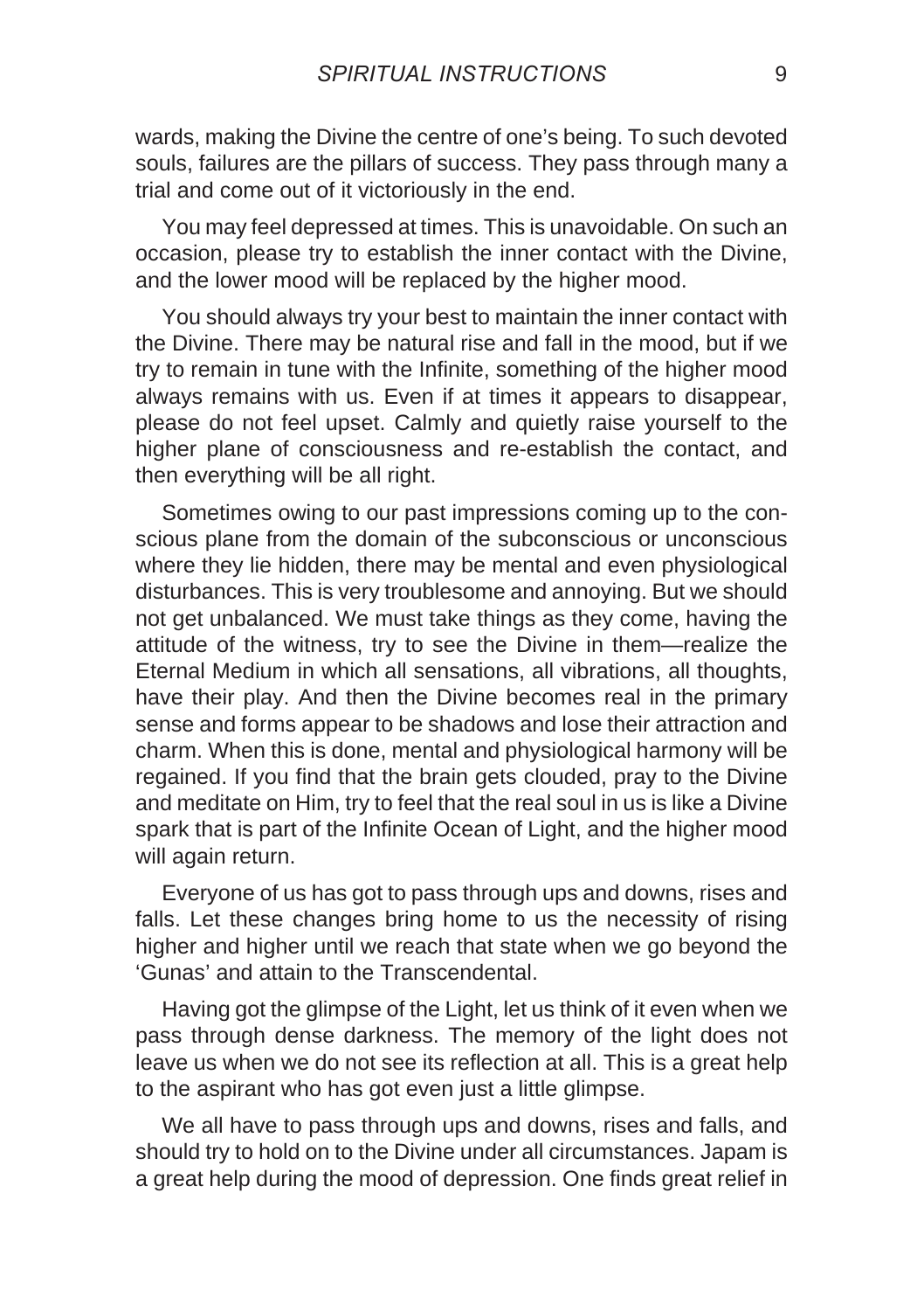wards, making the Divine the centre of one's being. To such devoted souls, failures are the pillars of success. They pass through many a trial and come out of it victoriously in the end.

You may feel depressed at times. This is unavoidable. On such an occasion, please try to establish the inner contact with the Divine, and the lower mood will be replaced by the higher mood.

You should always try your best to maintain the inner contact with the Divine. There may be natural rise and fall in the mood, but if we try to remain in tune with the Infinite, something of the higher mood always remains with us. Even if at times it appears to disappear, please do not feel upset. Calmly and quietly raise yourself to the higher plane of consciousness and re-establish the contact, and then everything will be all right.

Sometimes owing to our past impressions coming up to the conscious plane from the domain of the subconscious or unconscious where they lie hidden, there may be mental and even physiological disturbances. This is very troublesome and annoying. But we should not get unbalanced. We must take things as they come, having the attitude of the witness, try to see the Divine in them—realize the Eternal Medium in which all sensations, all vibrations, all thoughts, have their play. And then the Divine becomes real in the primary sense and forms appear to be shadows and lose their attraction and charm. When this is done, mental and physiological harmony will be regained. If you find that the brain gets clouded, pray to the Divine and meditate on Him, try to feel that the real soul in us is like a Divine spark that is part of the Infinite Ocean of Light, and the higher mood will again return.

Everyone of us has got to pass through ups and downs, rises and falls. Let these changes bring home to us the necessity of rising higher and higher until we reach that state when we go beyond the 'Gunas' and attain to the Transcendental.

Having got the glimpse of the Light, let us think of it even when we pass through dense darkness. The memory of the light does not leave us when we do not see its reflection at all. This is a great help to the aspirant who has got even just a little glimpse.

We all have to pass through ups and downs, rises and falls, and should try to hold on to the Divine under all circumstances. Japam is a great help during the mood of depression. One finds great relief in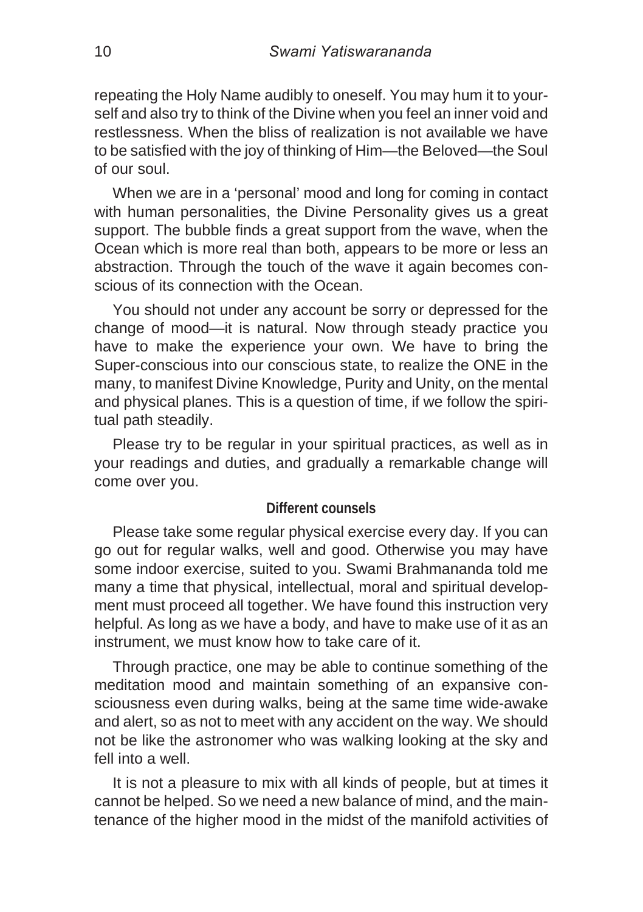repeating the Holy Name audibly to oneself. You may hum it to yourself and also try to think of the Divine when you feel an inner void and restlessness. When the bliss of realization is not available we have to be satisfied with the joy of thinking of Him—the Beloved—the Soul of our soul.

When we are in a 'personal' mood and long for coming in contact with human personalities, the Divine Personality gives us a great support. The bubble finds a great support from the wave, when the Ocean which is more real than both, appears to be more or less an abstraction. Through the touch of the wave it again becomes conscious of its connection with the Ocean.

You should not under any account be sorry or depressed for the change of mood—it is natural. Now through steady practice you have to make the experience your own. We have to bring the Super-conscious into our conscious state, to realize the ONE in the many, to manifest Divine Knowledge, Purity and Unity, on the mental and physical planes. This is a question of time, if we follow the spiritual path steadily.

Please try to be regular in your spiritual practices, as well as in your readings and duties, and gradually a remarkable change will come over you.

### Different counsels

Please take some regular physical exercise every day. If you can go out for regular walks, well and good. Otherwise you may have some indoor exercise, suited to you. Swami Brahmananda told me many a time that physical, intellectual, moral and spiritual development must proceed all together. We have found this instruction very helpful. As long as we have a body, and have to make use of it as an instrument, we must know how to take care of it.

Through practice, one may be able to continue something of the meditation mood and maintain something of an expansive consciousness even during walks, being at the same time wide-awake and alert, so as not to meet with any accident on the way. We should not be like the astronomer who was walking looking at the sky and fell into a well.

It is not a pleasure to mix with all kinds of people, but at times it cannot be helped. So we need a new balance of mind, and the maintenance of the higher mood in the midst of the manifold activities of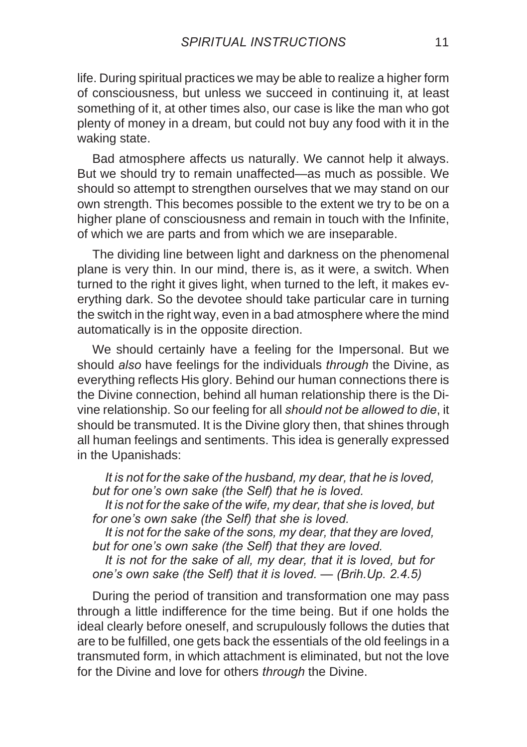life. During spiritual practices we may be able to realize a higher form of consciousness, but unless we succeed in continuing it, at least something of it, at other times also, our case is like the man who got plenty of money in a dream, but could not buy any food with it in the waking state.

Bad atmosphere affects us naturally. We cannot help it always. But we should try to remain unaffected—as much as possible. We should so attempt to strengthen ourselves that we may stand on our own strength. This becomes possible to the extent we try to be on a higher plane of consciousness and remain in touch with the Infinite, of which we are parts and from which we are inseparable.

The dividing line between light and darkness on the phenomenal plane is very thin. In our mind, there is, as it were, a switch. When turned to the right it gives light, when turned to the left, it makes everything dark. So the devotee should take particular care in turning the switch in the right way, even in a bad atmosphere where the mind automatically is in the opposite direction.

We should certainly have a feeling for the Impersonal. But we should *also* have feelings for the individuals *through* the Divine, as everything reflects His glory. Behind our human connections there is the Divine connection, behind all human relationship there is the Divine relationship. So our feeling for all *should not be allowed to die*, it should be transmuted. It is the Divine glory then, that shines through all human feelings and sentiments. This idea is generally expressed in the Upanishads:

> *It is not for the sake of the husband, my dear, that he is loved, but for one's own sake (the Self) that he is loved.*
> *It is not for the sake of the wife, my dear, that she is loved, but for one's own sake (the Self) that she is loved.*
> *It is not for the sake of the sons, my dear, that they are loved, but for one's own sake (the Self) that they are loved.*
> *It is not for the sake of all, my dear, that it is loved, but for one's own sake (the Self) that it is loved. — (Brih.Up. 2.4.5)*

During the period of transition and transformation one may pass through a little indifference for the time being. But if one holds the ideal clearly before oneself, and scrupulously follows the duties that are to be fulfilled, one gets back the essentials of the old feelings in a transmuted form, in which attachment is eliminated, but not the love for the Divine and love for others *through* the Divine.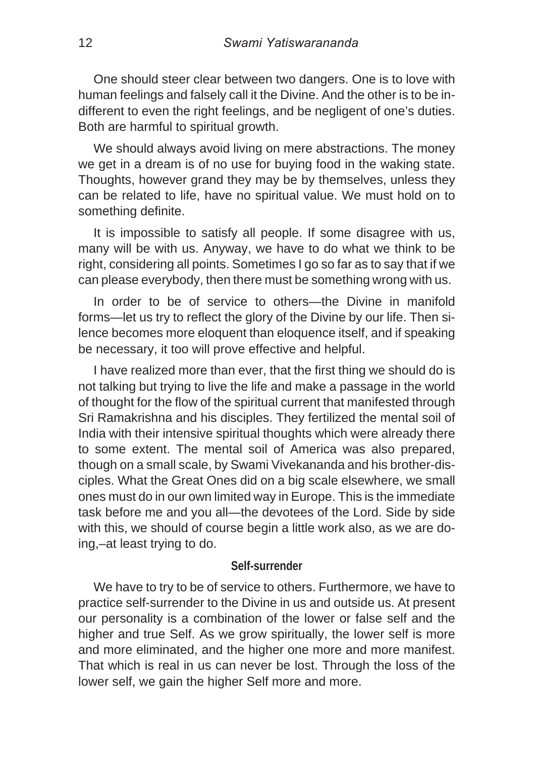One should steer clear between two dangers. One is to love with human feelings and falsely call it the Divine. And the other is to be indifferent to even the right feelings, and be negligent of one's duties. Both are harmful to spiritual growth.

We should always avoid living on mere abstractions. The money we get in a dream is of no use for buying food in the waking state. Thoughts, however grand they may be by themselves, unless they can be related to life, have no spiritual value. We must hold on to something definite.

It is impossible to satisfy all people. If some disagree with us, many will be with us. Anyway, we have to do what we think to be right, considering all points. Sometimes I go so far as to say that if we can please everybody, then there must be something wrong with us.

In order to be of service to others—the Divine in manifold forms—let us try to reflect the glory of the Divine by our life. Then silence becomes more eloquent than eloquence itself, and if speaking be necessary, it too will prove effective and helpful.

I have realized more than ever, that the first thing we should do is not talking but trying to live the life and make a passage in the world of thought for the flow of the spiritual current that manifested through Sri Ramakrishna and his disciples. They fertilized the mental soil of India with their intensive spiritual thoughts which were already there to some extent. The mental soil of America was also prepared, though on a small scale, by Swami Vivekananda and his brother-disciples. What the Great Ones did on a big scale elsewhere, we small ones must do in our own limited way in Europe. This is the immediate task before me and you all—the devotees of the Lord. Side by side with this, we should of course begin a little work also, as we are doing,–at least trying to do.

### Self-surrender

We have to try to be of service to others. Furthermore, we have to practice self-surrender to the Divine in us and outside us. At present our personality is a combination of the lower or false self and the higher and true Self. As we grow spiritually, the lower self is more and more eliminated, and the higher one more and more manifest. That which is real in us can never be lost. Through the loss of the lower self, we gain the higher Self more and more.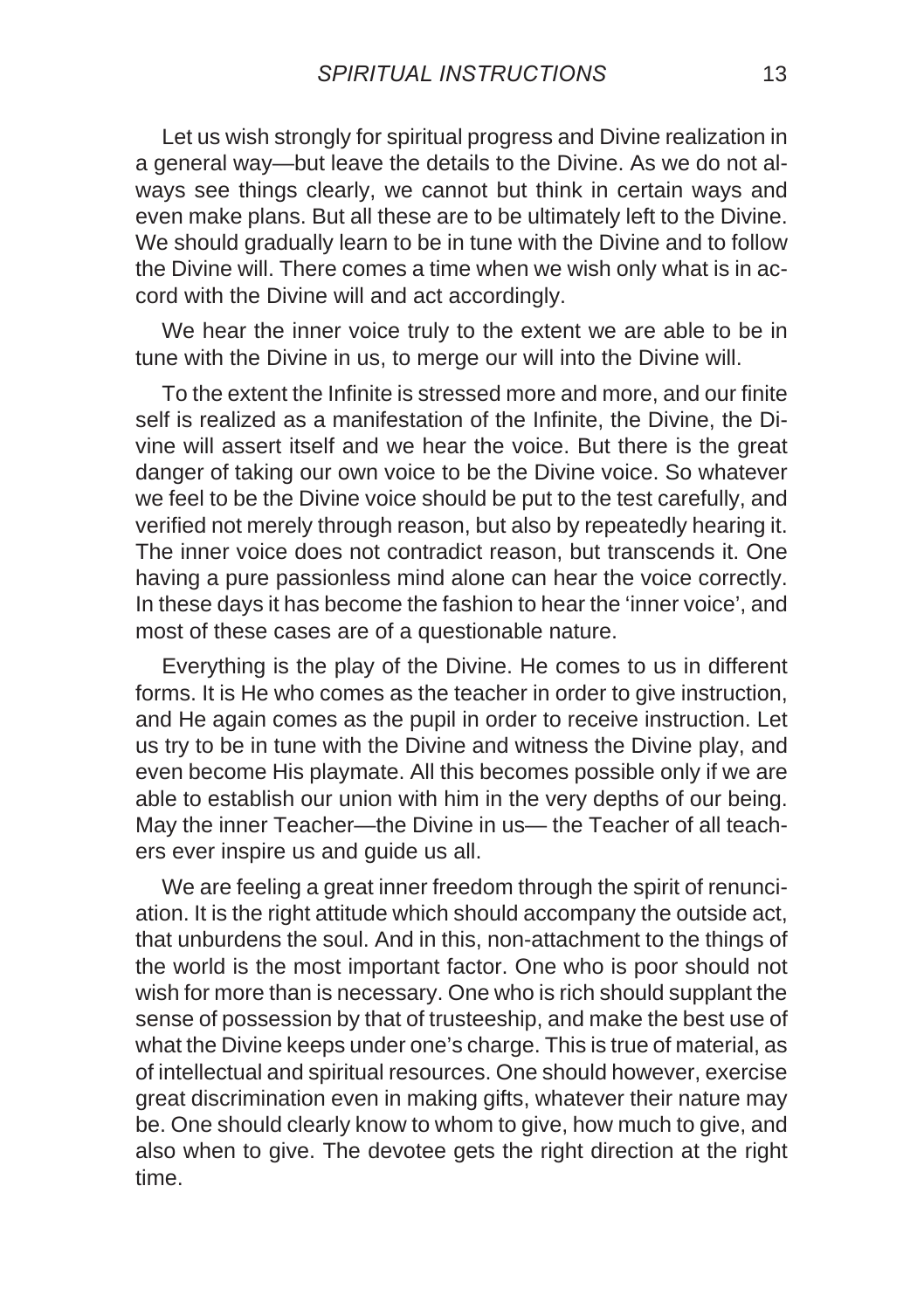Let us wish strongly for spiritual progress and Divine realization in a general way—but leave the details to the Divine. As we do not always see things clearly, we cannot but think in certain ways and even make plans. But all these are to be ultimately left to the Divine. We should gradually learn to be in tune with the Divine and to follow the Divine will. There comes a time when we wish only what is in accord with the Divine will and act accordingly.

We hear the inner voice truly to the extent we are able to be in tune with the Divine in us, to merge our will into the Divine will.

To the extent the Infinite is stressed more and more, and our finite self is realized as a manifestation of the Infinite, the Divine, the Divine will assert itself and we hear the voice. But there is the great danger of taking our own voice to be the Divine voice. So whatever we feel to be the Divine voice should be put to the test carefully, and verified not merely through reason, but also by repeatedly hearing it. The inner voice does not contradict reason, but transcends it. One having a pure passionless mind alone can hear the voice correctly. In these days it has become the fashion to hear the 'inner voice', and most of these cases are of a questionable nature.

Everything is the play of the Divine. He comes to us in different forms. It is He who comes as the teacher in order to give instruction, and He again comes as the pupil in order to receive instruction. Let us try to be in tune with the Divine and witness the Divine play, and even become His playmate. All this becomes possible only if we are able to establish our union with him in the very depths of our being. May the inner Teacher—the Divine in us— the Teacher of all teachers ever inspire us and guide us all.

We are feeling a great inner freedom through the spirit of renunciation. It is the right attitude which should accompany the outside act, that unburdens the soul. And in this, non-attachment to the things of the world is the most important factor. One who is poor should not wish for more than is necessary. One who is rich should supplant the sense of possession by that of trusteeship, and make the best use of what the Divine keeps under one's charge. This is true of material, as of intellectual and spiritual resources. One should however, exercise great discrimination even in making gifts, whatever their nature may be. One should clearly know to whom to give, how much to give, and also when to give. The devotee gets the right direction at the right time.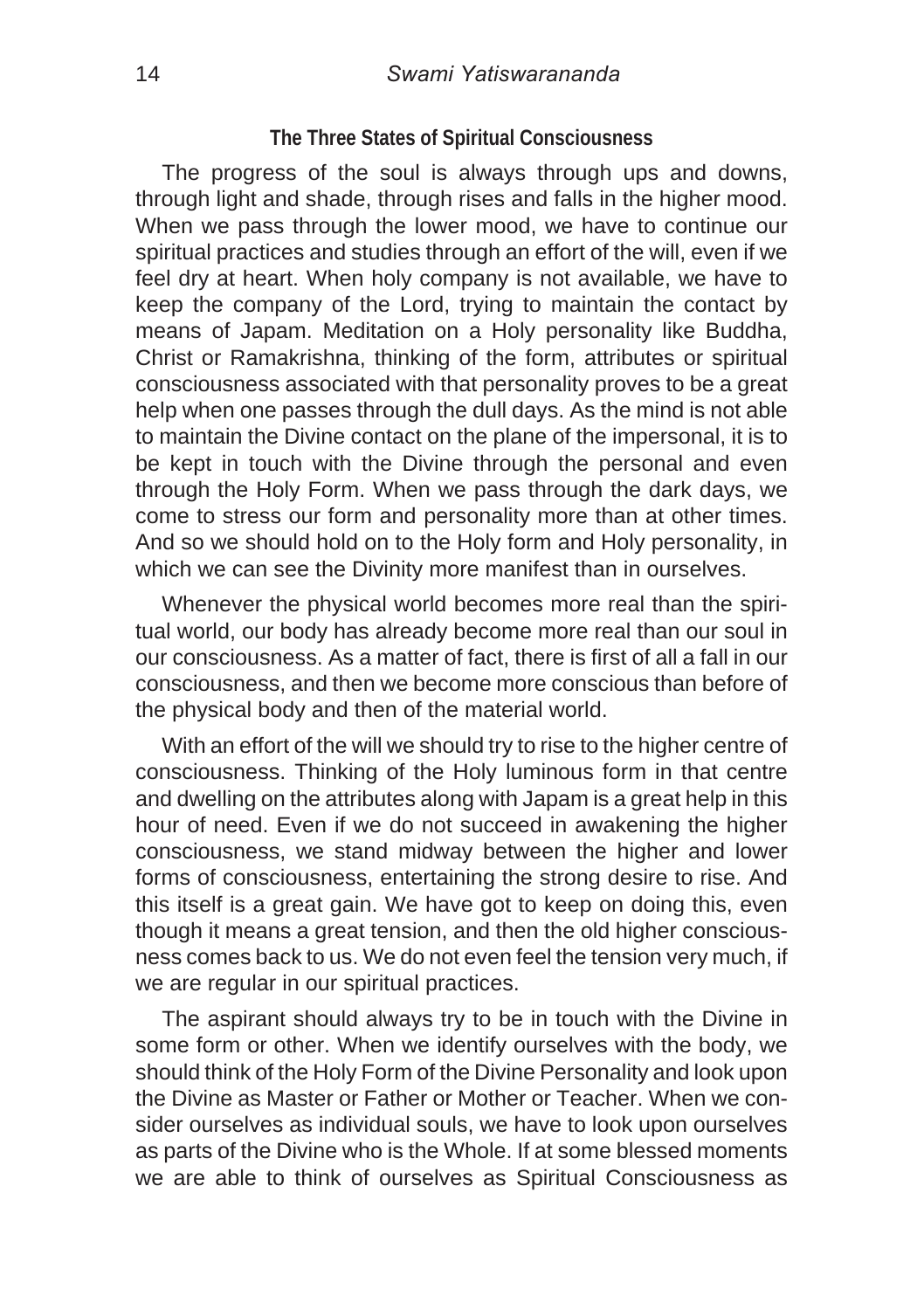### The Three States of Spiritual Consciousness

The progress of the soul is always through ups and downs, through light and shade, through rises and falls in the higher mood. When we pass through the lower mood, we have to continue our spiritual practices and studies through an effort of the will, even if we feel dry at heart. When holy company is not available, we have to keep the company of the Lord, trying to maintain the contact by means of Japam. Meditation on a Holy personality like Buddha, Christ or Ramakrishna, thinking of the form, attributes or spiritual consciousness associated with that personality proves to be a great help when one passes through the dull days. As the mind is not able to maintain the Divine contact on the plane of the impersonal, it is to be kept in touch with the Divine through the personal and even through the Holy Form. When we pass through the dark days, we come to stress our form and personality more than at other times. And so we should hold on to the Holy form and Holy personality, in which we can see the Divinity more manifest than in ourselves.

Whenever the physical world becomes more real than the spiritual world, our body has already become more real than our soul in our consciousness. As a matter of fact, there is first of all a fall in our consciousness, and then we become more conscious than before of the physical body and then of the material world.

With an effort of the will we should try to rise to the higher centre of consciousness. Thinking of the Holy luminous form in that centre and dwelling on the attributes along with Japam is a great help in this hour of need. Even if we do not succeed in awakening the higher consciousness, we stand midway between the higher and lower forms of consciousness, entertaining the strong desire to rise. And this itself is a great gain. We have got to keep on doing this, even though it means a great tension, and then the old higher consciousness comes back to us. We do not even feel the tension very much, if we are regular in our spiritual practices.

The aspirant should always try to be in touch with the Divine in some form or other. When we identify ourselves with the body, we should think of the Holy Form of the Divine Personality and look upon the Divine as Master or Father or Mother or Teacher. When we consider ourselves as individual souls, we have to look upon ourselves as parts of the Divine who is the Whole. If at some blessed moments we are able to think of ourselves as Spiritual Consciousness as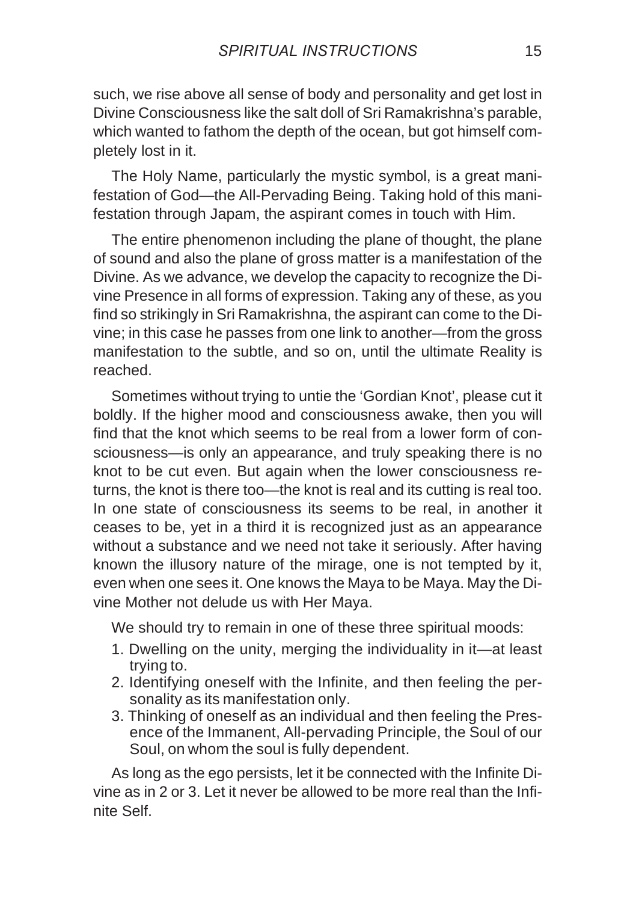such, we rise above all sense of body and personality and get lost in Divine Consciousness like the salt doll of Sri Ramakrishna's parable, which wanted to fathom the depth of the ocean, but got himself completely lost in it.

The Holy Name, particularly the mystic symbol, is a great manifestation of God—the All-Pervading Being. Taking hold of this manifestation through Japam, the aspirant comes in touch with Him.

The entire phenomenon including the plane of thought, the plane of sound and also the plane of gross matter is a manifestation of the Divine. As we advance, we develop the capacity to recognize the Divine Presence in all forms of expression. Taking any of these, as you find so strikingly in Sri Ramakrishna, the aspirant can come to the Divine; in this case he passes from one link to another—from the gross manifestation to the subtle, and so on, until the ultimate Reality is reached.

Sometimes without trying to untie the 'Gordian Knot', please cut it boldly. If the higher mood and consciousness awake, then you will find that the knot which seems to be real from a lower form of consciousness—is only an appearance, and truly speaking there is no knot to be cut even. But again when the lower consciousness returns, the knot is there too—the knot is real and its cutting is real too. In one state of consciousness its seems to be real, in another it ceases to be, yet in a third it is recognized just as an appearance without a substance and we need not take it seriously. After having known the illusory nature of the mirage, one is not tempted by it, even when one sees it. One knows the Maya to be Maya. May the Divine Mother not delude us with Her Maya.

We should try to remain in one of these three spiritual moods:

1. Dwelling on the unity, merging the individuality in it—at least trying to.
2. Identifying oneself with the Infinite, and then feeling the personality as its manifestation only.
3. Thinking of oneself as an individual and then feeling the Presence of the Immanent, All-pervading Principle, the Soul of our Soul, on whom the soul is fully dependent.

As long as the ego persists, let it be connected with the Infinite Divine as in 2 or 3. Let it never be allowed to be more real than the Infinite Self.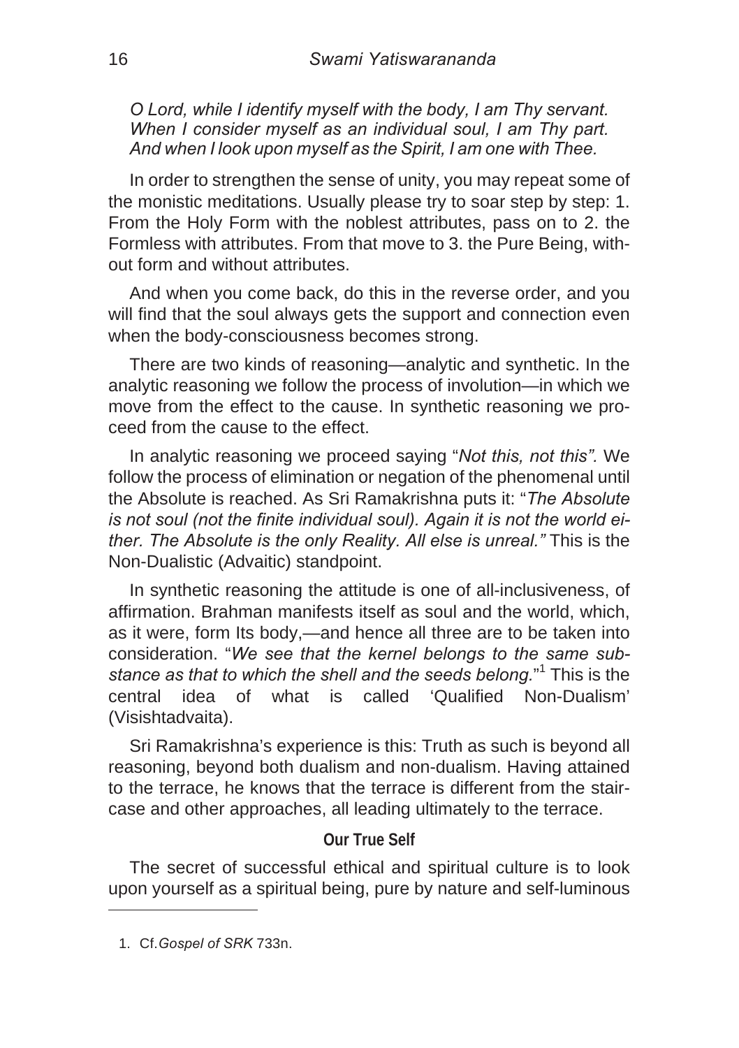*O Lord, while I identify myself with the body, I am Thy servant. When I consider myself as an individual soul, I am Thy part. And when I look upon myself as the Spirit, I am one with Thee.*

In order to strengthen the sense of unity, you may repeat some of the monistic meditations. Usually please try to soar step by step: 1. From the Holy Form with the noblest attributes, pass on to 2. the Formless with attributes. From that move to 3. the Pure Being, without form and without attributes.

And when you come back, do this in the reverse order, and you will find that the soul always gets the support and connection even when the body-consciousness becomes strong.

There are two kinds of reasoning—analytic and synthetic. In the analytic reasoning we follow the process of involution—in which we move from the effect to the cause. In synthetic reasoning we proceed from the cause to the effect.

In analytic reasoning we proceed saying "*Not this, not this".* We follow the process of elimination or negation of the phenomenal until the Absolute is reached. As Sri Ramakrishna puts it: "*The Absolute is not soul (not the finite individual soul). Again it is not the world either. The Absolute is the only Reality. All else is unreal."* This is the Non-Dualistic (Advaitic) standpoint.

In synthetic reasoning the attitude is one of all-inclusiveness, of affirmation. Brahman manifests itself as soul and the world, which, as it were, form Its body,—and hence all three are to be taken into consideration. "*We see that the kernel belongs to the same substance as that to which the shell and the seeds belong.*"[1] This is the central idea of what is called 'Qualified Non-Dualism' (Visishtadvaita).

Sri Ramakrishna's experience is this: Truth as such is beyond all reasoning, beyond both dualism and non-dualism. Having attained to the terrace, he knows that the terrace is different from the staircase and other approaches, all leading ultimately to the terrace.

### Our True Self

The secret of successful ethical and spiritual culture is to look upon yourself as a spiritual being, pure by nature and self-luminous

---

1. Cf. *Gospel of SRK* 733n.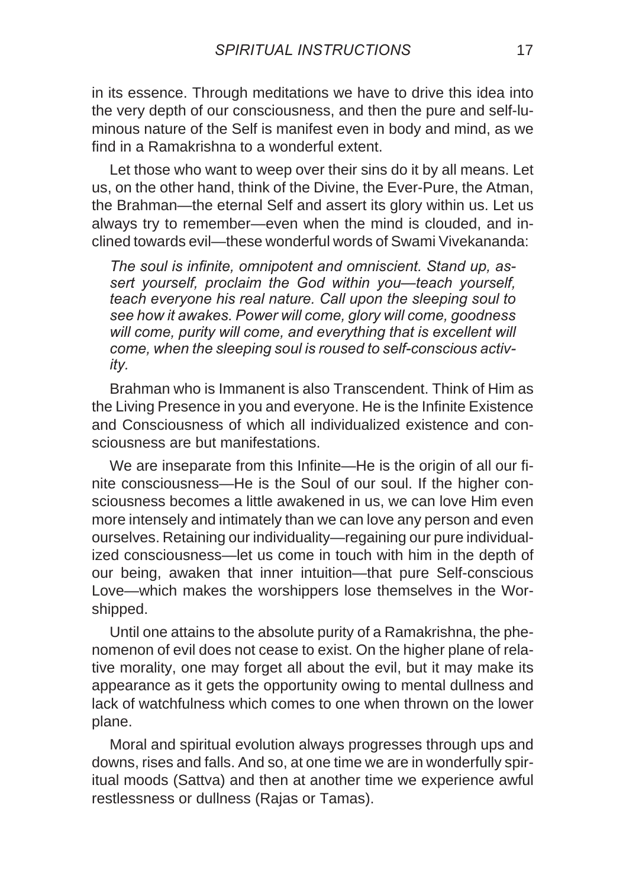in its essence. Through meditations we have to drive this idea into the very depth of our consciousness, and then the pure and self-luminous nature of the Self is manifest even in body and mind, as we find in a Ramakrishna to a wonderful extent.

Let those who want to weep over their sins do it by all means. Let us, on the other hand, think of the Divine, the Ever-Pure, the Atman, the Brahman—the eternal Self and assert its glory within us. Let us always try to remember—even when the mind is clouded, and inclined towards evil—these wonderful words of Swami Vivekananda:

> *The soul is infinite, omnipotent and omniscient. Stand up, assert yourself, proclaim the God within you—teach yourself, teach everyone his real nature. Call upon the sleeping soul to see how it awakes. Power will come, glory will come, goodness will come, purity will come, and everything that is excellent will come, when the sleeping soul is roused to self-conscious activity.*

Brahman who is Immanent is also Transcendent. Think of Him as the Living Presence in you and everyone. He is the Infinite Existence and Consciousness of which all individualized existence and consciousness are but manifestations.

We are inseparate from this Infinite—He is the origin of all our finite consciousness—He is the Soul of our soul. If the higher consciousness becomes a little awakened in us, we can love Him even more intensely and intimately than we can love any person and even ourselves. Retaining our individuality—regaining our pure individualized consciousness—let us come in touch with him in the depth of our being, awaken that inner intuition—that pure Self-conscious Love—which makes the worshippers lose themselves in the Worshipped.

Until one attains to the absolute purity of a Ramakrishna, the phenomenon of evil does not cease to exist. On the higher plane of relative morality, one may forget all about the evil, but it may make its appearance as it gets the opportunity owing to mental dullness and lack of watchfulness which comes to one when thrown on the lower plane.

Moral and spiritual evolution always progresses through ups and downs, rises and falls. And so, at one time we are in wonderfully spiritual moods (Sattva) and then at another time we experience awful restlessness or dullness (Rajas or Tamas).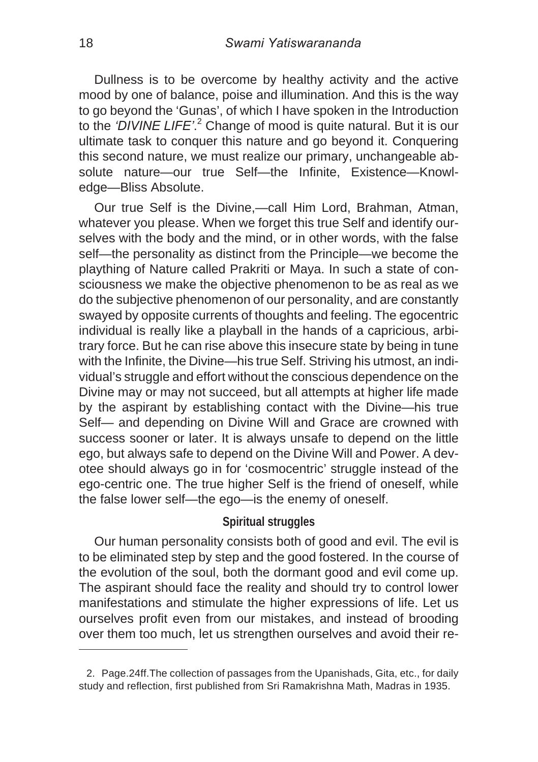Dullness is to be overcome by healthy activity and the active mood by one of balance, poise and illumination. And this is the way to go beyond the 'Gunas', of which I have spoken in the Introduction to the *'DIVINE LIFE'*.[2] Change of mood is quite natural. But it is our ultimate task to conquer this nature and go beyond it. Conquering this second nature, we must realize our primary, unchangeable absolute nature—our true Self—the Infinite, Existence—Knowledge—Bliss Absolute.

Our true Self is the Divine,—call Him Lord, Brahman, Atman, whatever you please. When we forget this true Self and identify ourselves with the body and the mind, or in other words, with the false self—the personality as distinct from the Principle—we become the plaything of Nature called Prakriti or Maya. In such a state of consciousness we make the objective phenomenon to be as real as we do the subjective phenomenon of our personality, and are constantly swayed by opposite currents of thoughts and feeling. The egocentric individual is really like a playball in the hands of a capricious, arbitrary force. But he can rise above this insecure state by being in tune with the Infinite, the Divine—his true Self. Striving his utmost, an individual's struggle and effort without the conscious dependence on the Divine may or may not succeed, but all attempts at higher life made by the aspirant by establishing contact with the Divine—his true Self— and depending on Divine Will and Grace are crowned with success sooner or later. It is always unsafe to depend on the little ego, but always safe to depend on the Divine Will and Power. A devotee should always go in for 'cosmocentric' struggle instead of the ego-centric one. The true higher Self is the friend of oneself, while the false lower self—the ego—is the enemy of oneself.

### Spiritual struggles

Our human personality consists both of good and evil. The evil is to be eliminated step by step and the good fostered. In the course of the evolution of the soul, both the dormant good and evil come up. The aspirant should face the reality and should try to control lower manifestations and stimulate the higher expressions of life. Let us ourselves profit even from our mistakes, and instead of brooding over them too much, let us strengthen ourselves and avoid their re-

---

2. Page.24ff.The collection of passages from the Upanishads, Gita, etc., for daily study and reflection, first published from Sri Ramakrishna Math, Madras in 1935.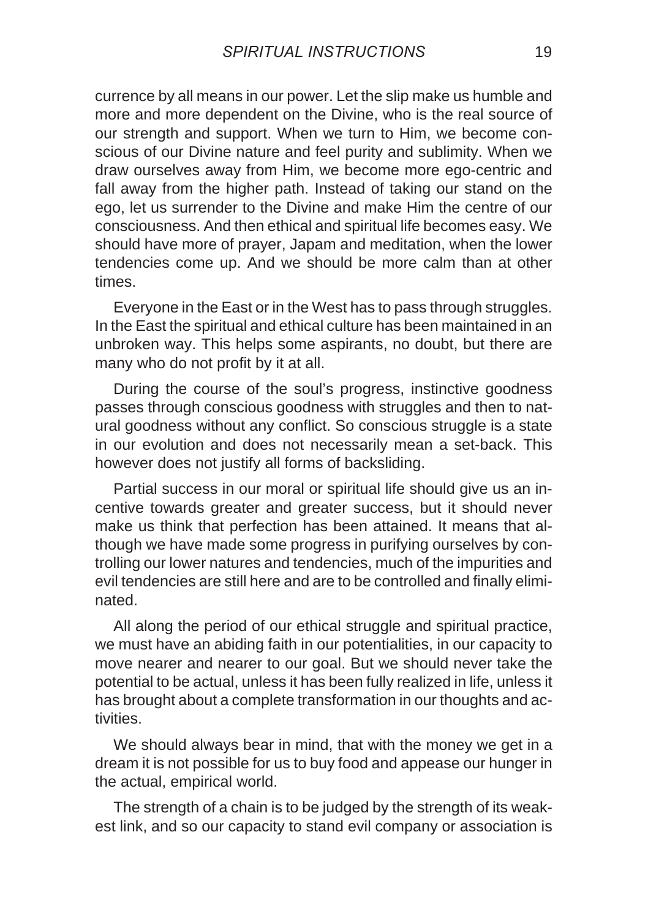currence by all means in our power. Let the slip make us humble and more and more dependent on the Divine, who is the real source of our strength and support. When we turn to Him, we become conscious of our Divine nature and feel purity and sublimity. When we draw ourselves away from Him, we become more ego-centric and fall away from the higher path. Instead of taking our stand on the ego, let us surrender to the Divine and make Him the centre of our consciousness. And then ethical and spiritual life becomes easy. We should have more of prayer, Japam and meditation, when the lower tendencies come up. And we should be more calm than at other times.

Everyone in the East or in the West has to pass through struggles. In the East the spiritual and ethical culture has been maintained in an unbroken way. This helps some aspirants, no doubt, but there are many who do not profit by it at all.

During the course of the soul's progress, instinctive goodness passes through conscious goodness with struggles and then to natural goodness without any conflict. So conscious struggle is a state in our evolution and does not necessarily mean a set-back. This however does not justify all forms of backsliding.

Partial success in our moral or spiritual life should give us an incentive towards greater and greater success, but it should never make us think that perfection has been attained. It means that although we have made some progress in purifying ourselves by controlling our lower natures and tendencies, much of the impurities and evil tendencies are still here and are to be controlled and finally eliminated.

All along the period of our ethical struggle and spiritual practice, we must have an abiding faith in our potentialities, in our capacity to move nearer and nearer to our goal. But we should never take the potential to be actual, unless it has been fully realized in life, unless it has brought about a complete transformation in our thoughts and activities.

We should always bear in mind, that with the money we get in a dream it is not possible for us to buy food and appease our hunger in the actual, empirical world.

The strength of a chain is to be judged by the strength of its weakest link, and so our capacity to stand evil company or association is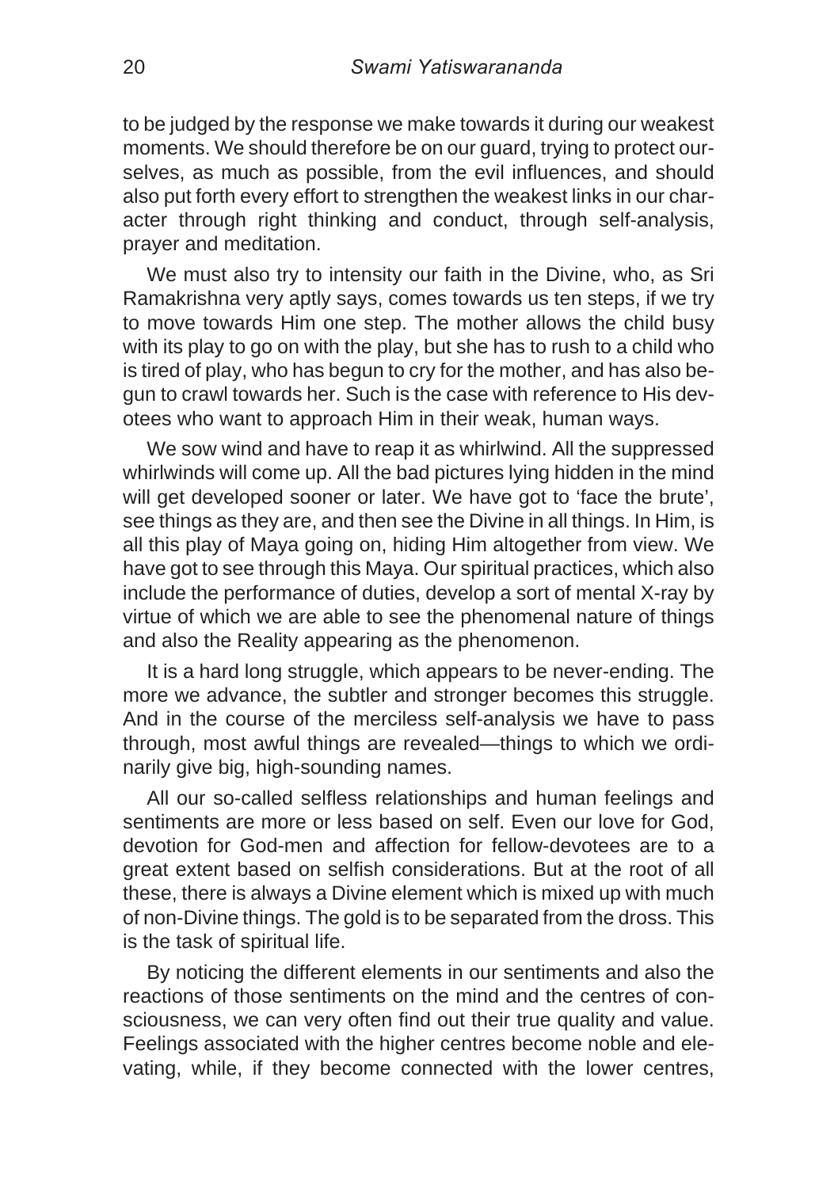to be judged by the response we make towards it during our weakest moments. We should therefore be on our guard, trying to protect ourselves, as much as possible, from the evil influences, and should also put forth every effort to strengthen the weakest links in our character through right thinking and conduct, through self-analysis, prayer and meditation.

We must also try to intensity our faith in the Divine, who, as Sri Ramakrishna very aptly says, comes towards us ten steps, if we try to move towards Him one step. The mother allows the child busy with its play to go on with the play, but she has to rush to a child who is tired of play, who has begun to cry for the mother, and has also begun to crawl towards her. Such is the case with reference to His devotees who want to approach Him in their weak, human ways.

We sow wind and have to reap it as whirlwind. All the suppressed whirlwinds will come up. All the bad pictures lying hidden in the mind will get developed sooner or later. We have got to 'face the brute', see things as they are, and then see the Divine in all things. In Him, is all this play of Maya going on, hiding Him altogether from view. We have got to see through this Maya. Our spiritual practices, which also include the performance of duties, develop a sort of mental X-ray by virtue of which we are able to see the phenomenal nature of things and also the Reality appearing as the phenomenon.

It is a hard long struggle, which appears to be never-ending. The more we advance, the subtler and stronger becomes this struggle. And in the course of the merciless self-analysis we have to pass through, most awful things are revealed—things to which we ordinarily give big, high-sounding names.

All our so-called selfless relationships and human feelings and sentiments are more or less based on self. Even our love for God, devotion for God-men and affection for fellow-devotees are to a great extent based on selfish considerations. But at the root of all these, there is always a Divine element which is mixed up with much of non-Divine things. The gold is to be separated from the dross. This is the task of spiritual life.

By noticing the different elements in our sentiments and also the reactions of those sentiments on the mind and the centres of consciousness, we can very often find out their true quality and value. Feelings associated with the higher centres become noble and elevating, while, if they become connected with the lower centres,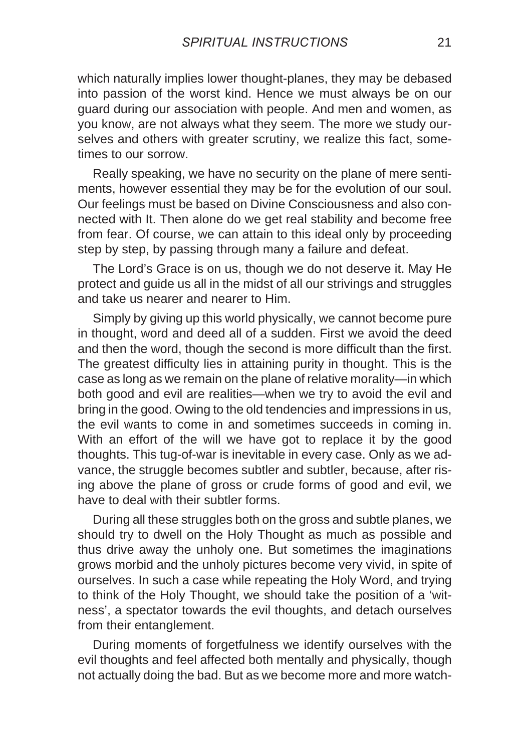which naturally implies lower thought-planes, they may be debased into passion of the worst kind. Hence we must always be on our guard during our association with people. And men and women, as you know, are not always what they seem. The more we study ourselves and others with greater scrutiny, we realize this fact, sometimes to our sorrow.

Really speaking, we have no security on the plane of mere sentiments, however essential they may be for the evolution of our soul. Our feelings must be based on Divine Consciousness and also connected with It. Then alone do we get real stability and become free from fear. Of course, we can attain to this ideal only by proceeding step by step, by passing through many a failure and defeat.

The Lord's Grace is on us, though we do not deserve it. May He protect and guide us all in the midst of all our strivings and struggles and take us nearer and nearer to Him.

Simply by giving up this world physically, we cannot become pure in thought, word and deed all of a sudden. First we avoid the deed and then the word, though the second is more difficult than the first. The greatest difficulty lies in attaining purity in thought. This is the case as long as we remain on the plane of relative morality—in which both good and evil are realities—when we try to avoid the evil and bring in the good. Owing to the old tendencies and impressions in us, the evil wants to come in and sometimes succeeds in coming in. With an effort of the will we have got to replace it by the good thoughts. This tug-of-war is inevitable in every case. Only as we advance, the struggle becomes subtler and subtler, because, after rising above the plane of gross or crude forms of good and evil, we have to deal with their subtler forms.

During all these struggles both on the gross and subtle planes, we should try to dwell on the Holy Thought as much as possible and thus drive away the unholy one. But sometimes the imaginations grows morbid and the unholy pictures become very vivid, in spite of ourselves. In such a case while repeating the Holy Word, and trying to think of the Holy Thought, we should take the position of a 'witness', a spectator towards the evil thoughts, and detach ourselves from their entanglement.

During moments of forgetfulness we identify ourselves with the evil thoughts and feel affected both mentally and physically, though not actually doing the bad. But as we become more and more watch-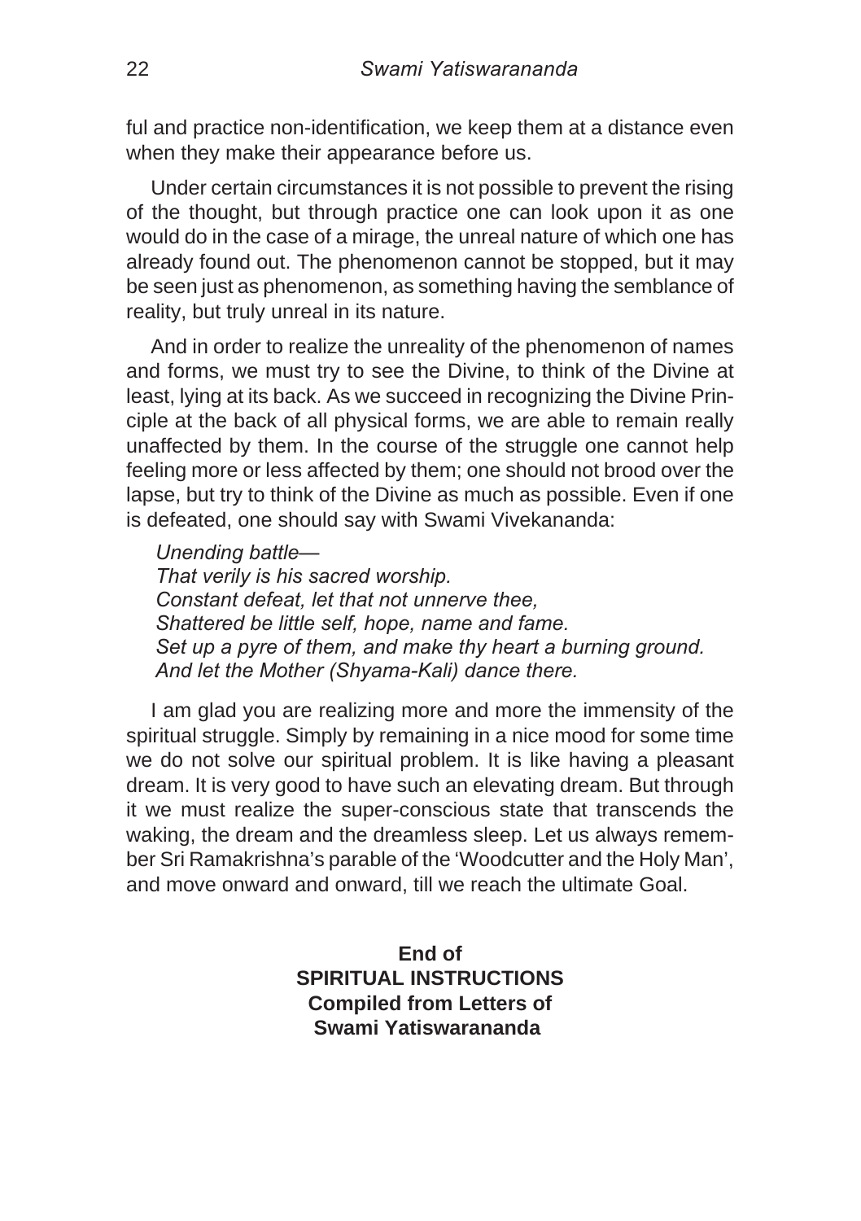ful and practice non-identification, we keep them at a distance even when they make their appearance before us.

Under certain circumstances it is not possible to prevent the rising of the thought, but through practice one can look upon it as one would do in the case of a mirage, the unreal nature of which one has already found out. The phenomenon cannot be stopped, but it may be seen just as phenomenon, as something having the semblance of reality, but truly unreal in its nature.

And in order to realize the unreality of the phenomenon of names and forms, we must try to see the Divine, to think of the Divine at least, lying at its back. As we succeed in recognizing the Divine Principle at the back of all physical forms, we are able to remain really unaffected by them. In the course of the struggle one cannot help feeling more or less affected by them; one should not brood over the lapse, but try to think of the Divine as much as possible. Even if one is defeated, one should say with Swami Vivekananda:

*Unending battle—*
*That verily is his sacred worship.*
*Constant defeat, let that not unnerve thee,*
*Shattered be little self, hope, name and fame.*
*Set up a pyre of them, and make thy heart a burning ground.*
*And let the Mother (Shyama-Kali) dance there.*

I am glad you are realizing more and more the immensity of the spiritual struggle. Simply by remaining in a nice mood for some time we do not solve our spiritual problem. It is like having a pleasant dream. It is very good to have such an elevating dream. But through it we must realize the super-conscious state that transcends the waking, the dream and the dreamless sleep. Let us always remember Sri Ramakrishna's parable of the 'Woodcutter and the Holy Man', and move onward and onward, till we reach the ultimate Goal.

**End of**
**SPIRITUAL INSTRUCTIONS**
**Compiled from Letters of**
**Swami Yatiswarananda**